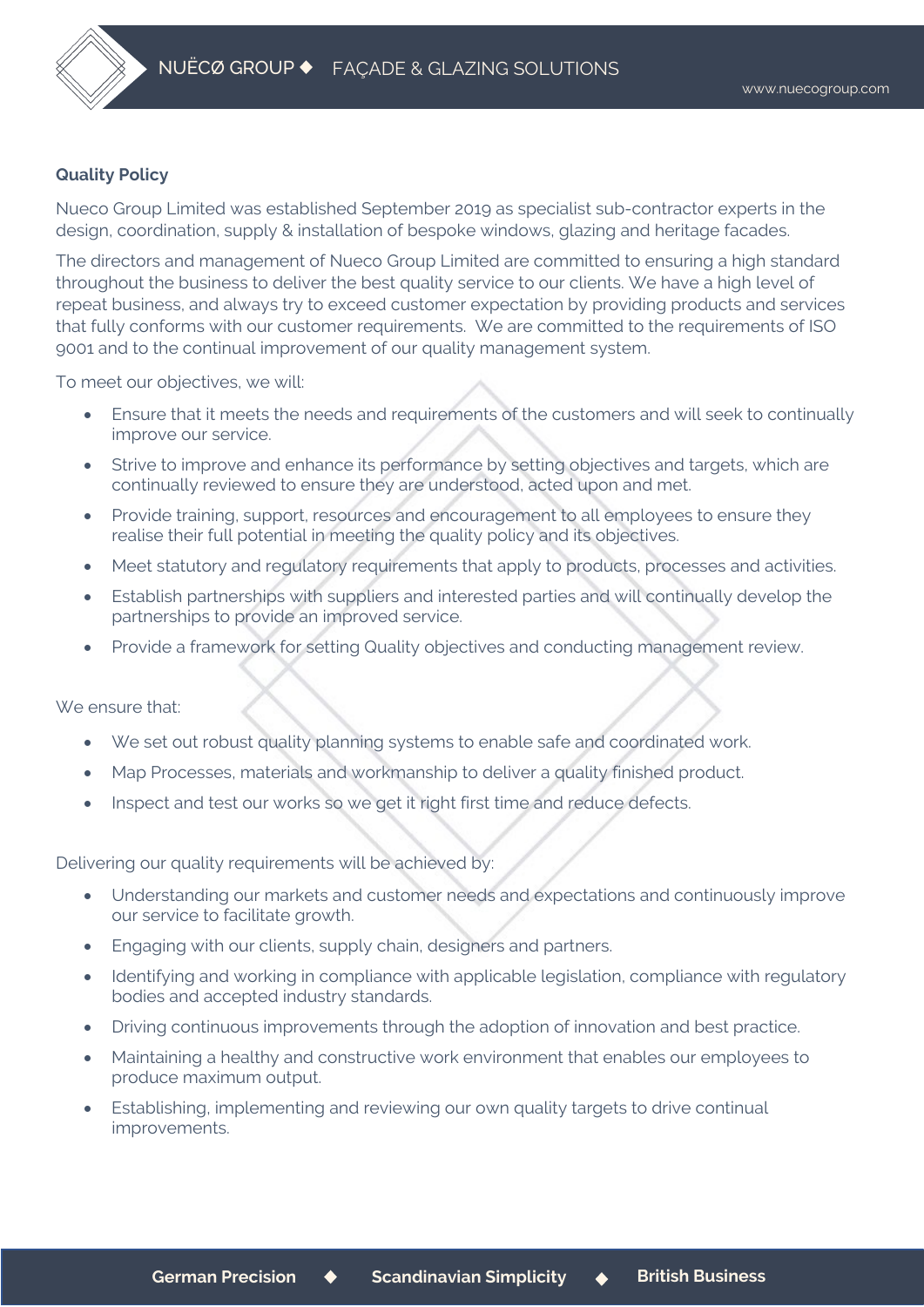**Quality Policy**

Nueco Group Limited was established September 2019 as specialist sub-contractor experts in the design, coordination, supply & installation of bespoke windows, glazing and heritage facades.

The directors and management of Nueco Group Limited are committed to ensuring a high standard throughout the business to deliver the best quality service to our clients. We have a high level of repeat business, and always try to exceed customer expectation by providing products and services that fully conforms with our customer requirements. We are committed to the requirements of ISO 9001 and to the continual improvement of our quality management system.

To meet our objectives, we will:

- Ensure that it meets the needs and requirements of the customers and will seek to continually improve our service.
- Strive to improve and enhance its performance by setting objectives and targets, which are continually reviewed to ensure they are understood, acted upon and met.
- Provide training, support, resources and encouragement to all employees to ensure they realise their full potential in meeting the quality policy and its objectives.
- Meet statutory and regulatory requirements that apply to products, processes and activities.
- Establish partnerships with suppliers and interested parties and will continually develop the partnerships to provide an improved service.
- Provide a framework for setting Quality objectives and conducting management review.

We ensure that:

- We set out robust quality planning systems to enable safe and coordinated work.
- Map Processes, materials and workmanship to deliver a quality finished product.
- Inspect and test our works so we get it right first time and reduce defects.

Delivering our quality requirements will be achieved by:

- Understanding our markets and customer needs and expectations and continuously improve our service to facilitate growth.
- Engaging with our clients, supply chain, designers and partners.
- Identifying and working in compliance with applicable legislation, compliance with regulatory bodies and accepted industry standards.
- Driving continuous improvements through the adoption of innovation and best practice.
- Maintaining a healthy and constructive work environment that enables our employees to produce maximum output.
- Establishing, implementing and reviewing our own quality targets to drive continual improvements.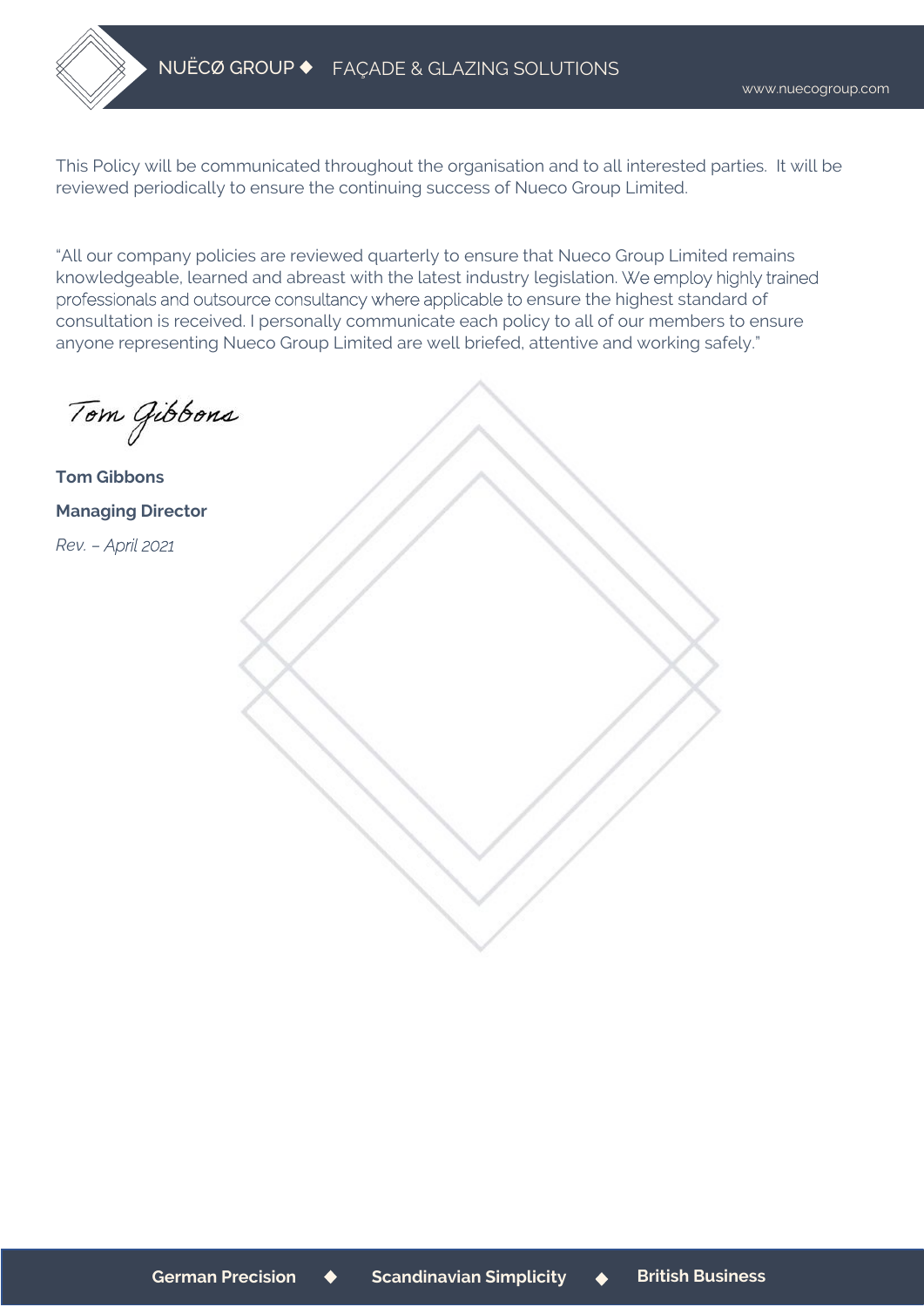This Policy will be communicated throughout the organisation and to all interested parties. It will be reviewed periodically to ensure the continuing success of Nueco Group Limited.

"All our company policies are reviewed quarterly to ensure that Nueco Group Limited remains knowledgeable, learned and abreast with the latest industry legislation. We employ highly trained professionals and outsource consultancy where applicable to ensure the highest standard of consultation is received. I personally communicate each policy to all of our members to ensure anyone representing Nueco Group Limited are well briefed, attentive and working safely."

Tom Gibbons

**Tom Gibbons**

**Managing Director**

*Rev. – April 2021*